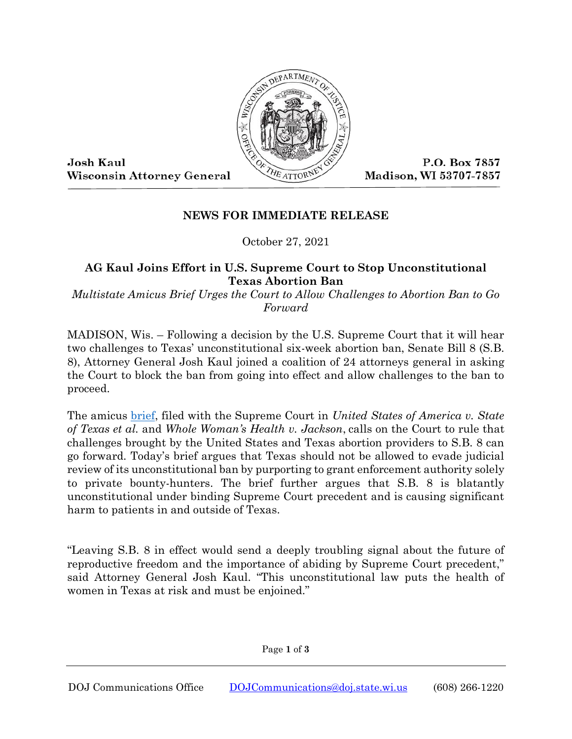Josh Kaul
Wisconsin Attorney General

P.O. Box 7857
Madison, WI 53707-7857

**NEWS FOR IMMEDIATE RELEASE**

October 27, 2021

## AG Kaul Joins Effort in U.S. Supreme Court to Stop Unconstitutional Texas Abortion Ban

*Multistate Amicus Brief Urges the Court to Allow Challenges to Abortion Ban to Go Forward*

MADISON, Wis. – Following a decision by the U.S. Supreme Court that it will hear two challenges to Texas' unconstitutional six-week abortion ban, Senate Bill 8 (S.B. 8), Attorney General Josh Kaul joined a coalition of 24 attorneys general in asking the Court to block the ban from going into effect and allow challenges to the ban to proceed.

The amicus brief, filed with the Supreme Court in *United States of America v. State of Texas et al.* and *Whole Woman's Health v. Jackson*, calls on the Court to rule that challenges brought by the United States and Texas abortion providers to S.B. 8 can go forward. Today's brief argues that Texas should not be allowed to evade judicial review of its unconstitutional ban by purporting to grant enforcement authority solely to private bounty-hunters. The brief further argues that S.B. 8 is blatantly unconstitutional under binding Supreme Court precedent and is causing significant harm to patients in and outside of Texas.

"Leaving S.B. 8 in effect would send a deeply troubling signal about the future of reproductive freedom and the importance of abiding by Supreme Court precedent," said Attorney General Josh Kaul. "This unconstitutional law puts the health of women in Texas at risk and must be enjoined."

DOJ Communications Office DOJCommunications@doj.state.wi.us (608) 266-1220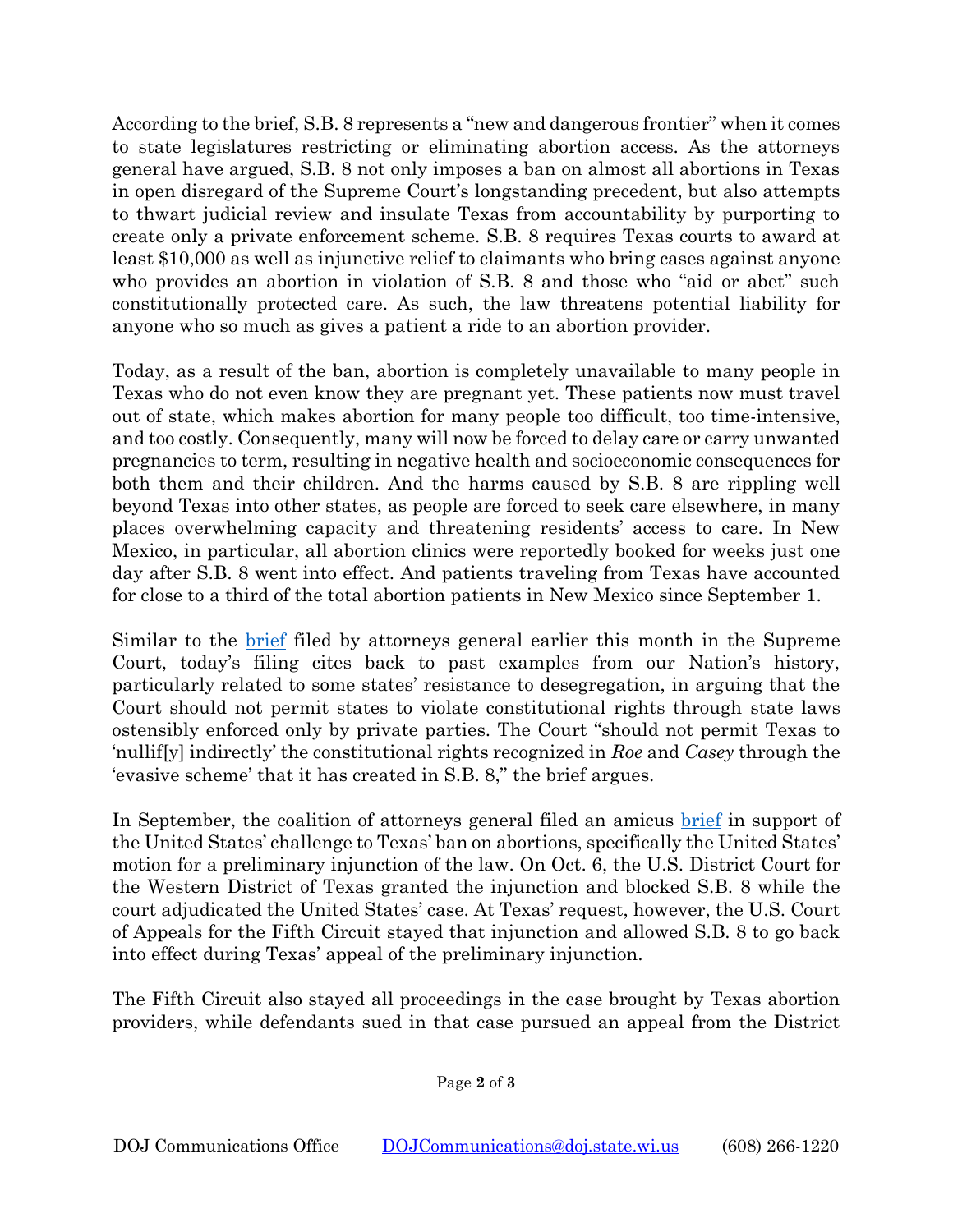According to the brief, S.B. 8 represents a "new and dangerous frontier" when it comes to state legislatures restricting or eliminating abortion access. As the attorneys general have argued, S.B. 8 not only imposes a ban on almost all abortions in Texas in open disregard of the Supreme Court's longstanding precedent, but also attempts to thwart judicial review and insulate Texas from accountability by purporting to create only a private enforcement scheme. S.B. 8 requires Texas courts to award at least $10,000 as well as injunctive relief to claimants who bring cases against anyone who provides an abortion in violation of S.B. 8 and those who "aid or abet" such constitutionally protected care. As such, the law threatens potential liability for anyone who so much as gives a patient a ride to an abortion provider.

Today, as a result of the ban, abortion is completely unavailable to many people in Texas who do not even know they are pregnant yet. These patients now must travel out of state, which makes abortion for many people too difficult, too time-intensive, and too costly. Consequently, many will now be forced to delay care or carry unwanted pregnancies to term, resulting in negative health and socioeconomic consequences for both them and their children. And the harms caused by S.B. 8 are rippling well beyond Texas into other states, as people are forced to seek care elsewhere, in many places overwhelming capacity and threatening residents' access to care. In New Mexico, in particular, all abortion clinics were reportedly booked for weeks just one day after S.B. 8 went into effect. And patients traveling from Texas have accounted for close to a third of the total abortion patients in New Mexico since September 1.

Similar to the brief filed by attorneys general earlier this month in the Supreme Court, today's filing cites back to past examples from our Nation's history, particularly related to some states' resistance to desegregation, in arguing that the Court should not permit states to violate constitutional rights through state laws ostensibly enforced only by private parties. The Court "should not permit Texas to 'nullif[y] indirectly' the constitutional rights recognized in *Roe* and *Casey* through the 'evasive scheme' that it has created in S.B. 8," the brief argues.

In September, the coalition of attorneys general filed an amicus brief in support of the United States' challenge to Texas' ban on abortions, specifically the United States' motion for a preliminary injunction of the law. On Oct. 6, the U.S. District Court for the Western District of Texas granted the injunction and blocked S.B. 8 while the court adjudicated the United States' case. At Texas' request, however, the U.S. Court of Appeals for the Fifth Circuit stayed that injunction and allowed S.B. 8 to go back into effect during Texas' appeal of the preliminary injunction.

The Fifth Circuit also stayed all proceedings in the case brought by Texas abortion providers, while defendants sued in that case pursued an appeal from the District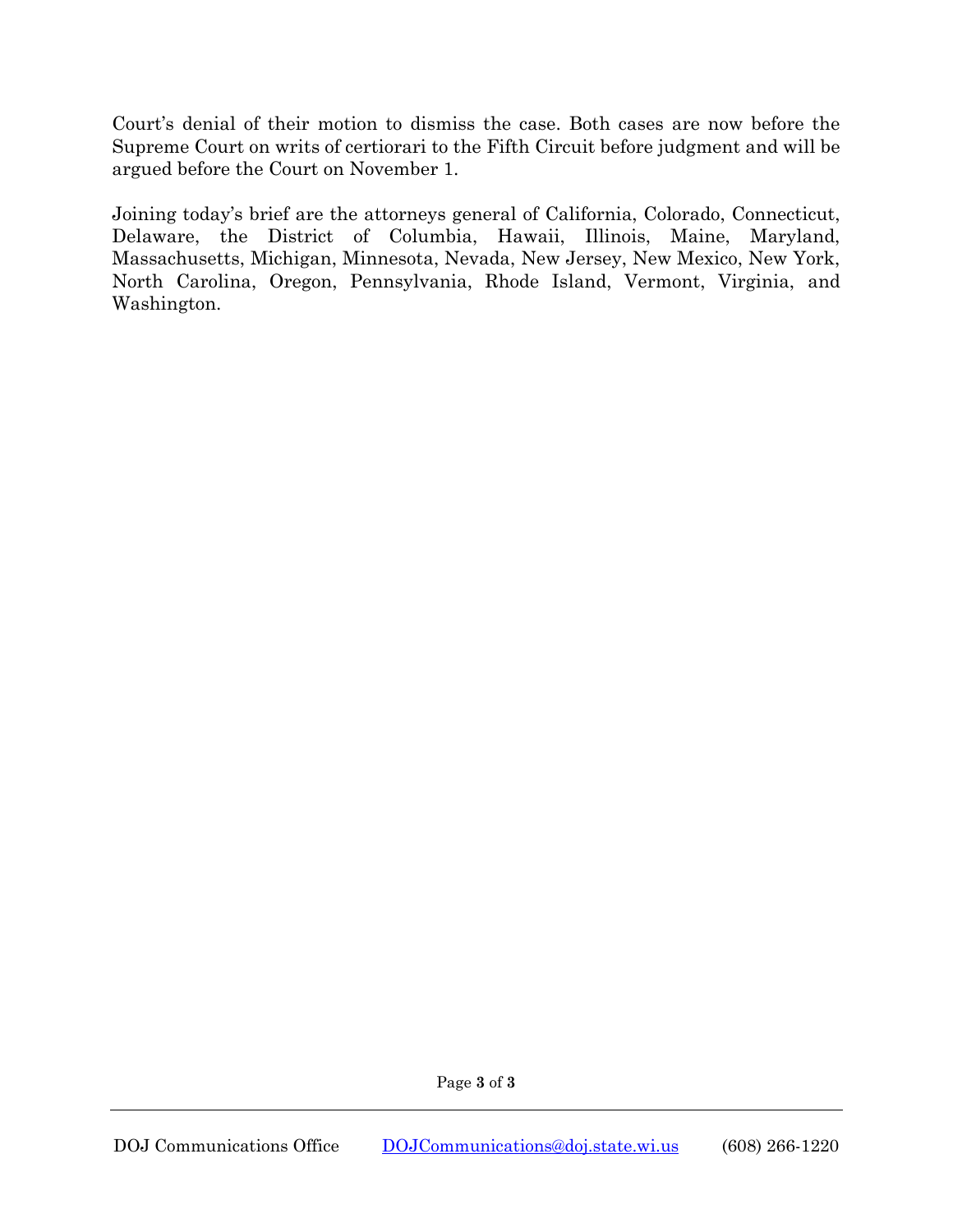Court's denial of their motion to dismiss the case. Both cases are now before the Supreme Court on writs of certiorari to the Fifth Circuit before judgment and will be argued before the Court on November 1.

Joining today's brief are the attorneys general of California, Colorado, Connecticut, Delaware, the District of Columbia, Hawaii, Illinois, Maine, Maryland, Massachusetts, Michigan, Minnesota, Nevada, New Jersey, New Mexico, New York, North Carolina, Oregon, Pennsylvania, Rhode Island, Vermont, Virginia, and Washington.